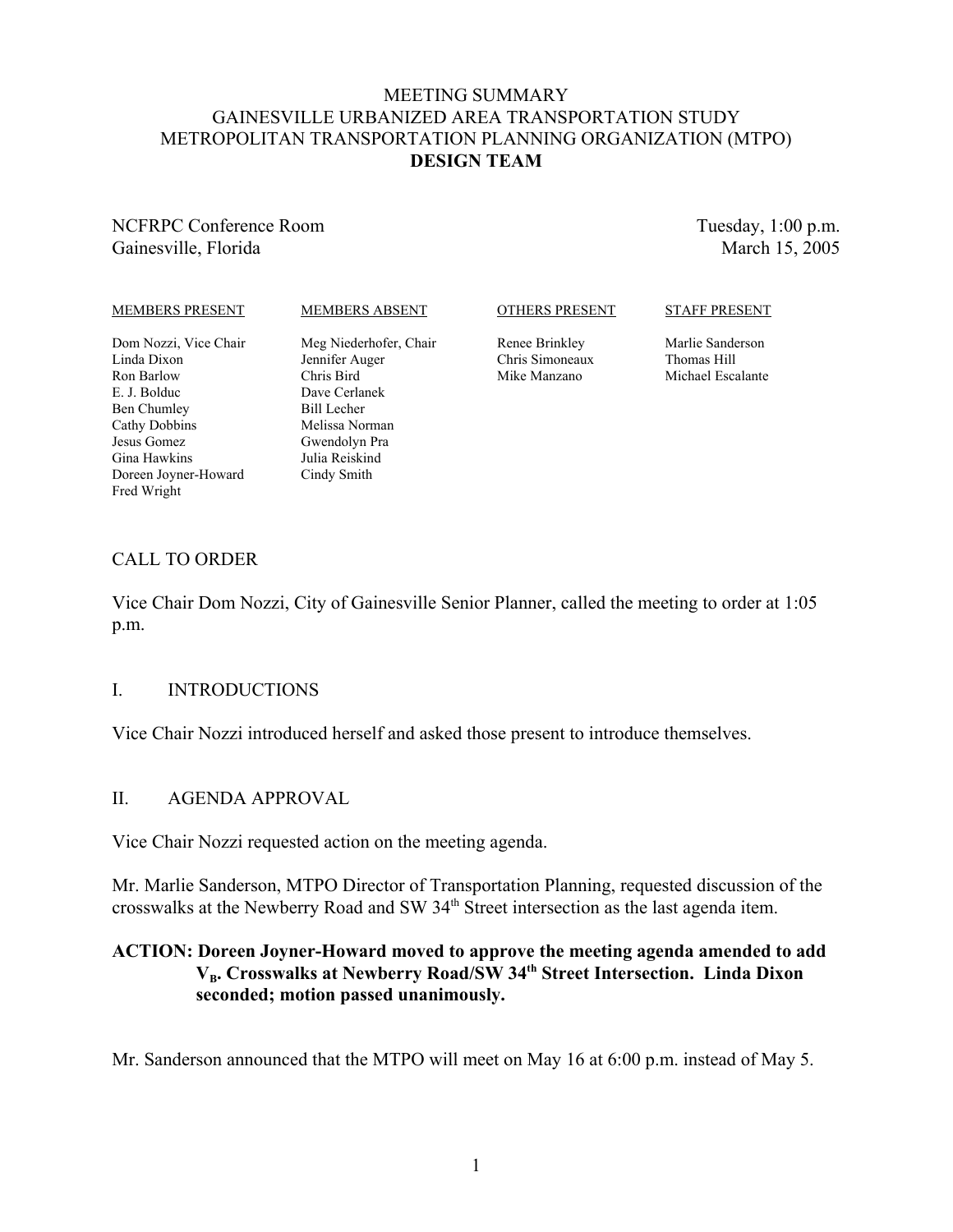# MEETING SUMMARY
# GAINESVILLE URBANIZED AREA TRANSPORTATION STUDY
# METROPOLITAN TRANSPORTATION PLANNING ORGANIZATION (MTPO)
# DESIGN TEAM

NCFRPC Conference Room
Gainesville, Florida

Tuesday, 1:00 p.m.
March 15, 2005

| MEMBERS PRESENT | MEMBERS ABSENT | OTHERS PRESENT | STAFF PRESENT |
|---|---|---|---|
| Dom Nozzi, Vice Chair | Meg Niederhofer, Chair | Renee Brinkley | Marlie Sanderson |
| Linda Dixon | Jennifer Auger | Chris Simoneaux | Thomas Hill |
| Ron Barlow | Chris Bird | Mike Manzano | Michael Escalante |
| E. J. Bolduc | Dave Cerlanek | | |
| Ben Chumley | Bill Lecher | | |
| Cathy Dobbins | Melissa Norman | | |
| Jesus Gomez | Gwendolyn Pra | | |
| Gina Hawkins | Julia Reiskind | | |
| Doreen Joyner-Howard | Cindy Smith | | |
| Fred Wright | | | |

## CALL TO ORDER

Vice Chair Dom Nozzi, City of Gainesville Senior Planner, called the meeting to order at 1:05 p.m.

## I. INTRODUCTIONS

Vice Chair Nozzi introduced herself and asked those present to introduce themselves.

## II. AGENDA APPROVAL

Vice Chair Nozzi requested action on the meeting agenda.

Mr. Marlie Sanderson, MTPO Director of Transportation Planning, requested discussion of the crosswalks at the Newberry Road and SW 34th Street intersection as the last agenda item.

**ACTION: Doreen Joyner-Howard moved to approve the meeting agenda amended to add $V_B$. Crosswalks at Newberry Road/SW 34th Street Intersection. Linda Dixon seconded; motion passed unanimously.**

Mr. Sanderson announced that the MTPO will meet on May 16 at 6:00 p.m. instead of May 5.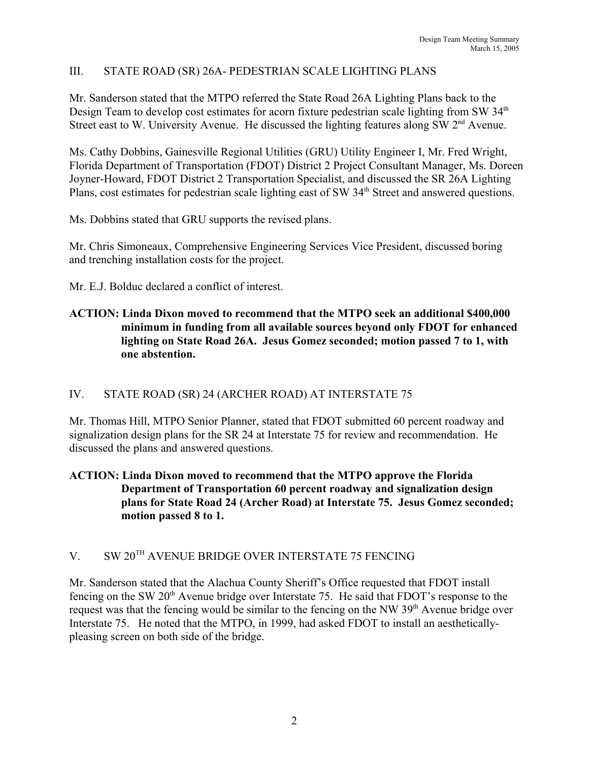## III. STATE ROAD (SR) 26A- PEDESTRIAN SCALE LIGHTING PLANS

Mr. Sanderson stated that the MTPO referred the State Road 26A Lighting Plans back to the Design Team to develop cost estimates for acorn fixture pedestrian scale lighting from SW 34th Street east to W. University Avenue. He discussed the lighting features along SW 2nd Avenue.

Ms. Cathy Dobbins, Gainesville Regional Utilities (GRU) Utility Engineer I, Mr. Fred Wright, Florida Department of Transportation (FDOT) District 2 Project Consultant Manager, Ms. Doreen Joyner-Howard, FDOT District 2 Transportation Specialist, and discussed the SR 26A Lighting Plans, cost estimates for pedestrian scale lighting east of SW 34th Street and answered questions.

Ms. Dobbins stated that GRU supports the revised plans.

Mr. Chris Simoneaux, Comprehensive Engineering Services Vice President, discussed boring and trenching installation costs for the project.

Mr. E.J. Bolduc declared a conflict of interest.

**ACTION: Linda Dixon moved to recommend that the MTPO seek an additional $400,000 minimum in funding from all available sources beyond only FDOT for enhanced lighting on State Road 26A. Jesus Gomez seconded; motion passed 7 to 1, with one abstention.**

## IV. STATE ROAD (SR) 24 (ARCHER ROAD) AT INTERSTATE 75

Mr. Thomas Hill, MTPO Senior Planner, stated that FDOT submitted 60 percent roadway and signalization design plans for the SR 24 at Interstate 75 for review and recommendation. He discussed the plans and answered questions.

**ACTION: Linda Dixon moved to recommend that the MTPO approve the Florida Department of Transportation 60 percent roadway and signalization design plans for State Road 24 (Archer Road) at Interstate 75. Jesus Gomez seconded; motion passed 8 to 1.**

## V. SW 20TH AVENUE BRIDGE OVER INTERSTATE 75 FENCING

Mr. Sanderson stated that the Alachua County Sheriff's Office requested that FDOT install fencing on the SW 20th Avenue bridge over Interstate 75. He said that FDOT's response to the request was that the fencing would be similar to the fencing on the NW 39th Avenue bridge over Interstate 75. He noted that the MTPO, in 1999, had asked FDOT to install an aesthetically-pleasing screen on both side of the bridge.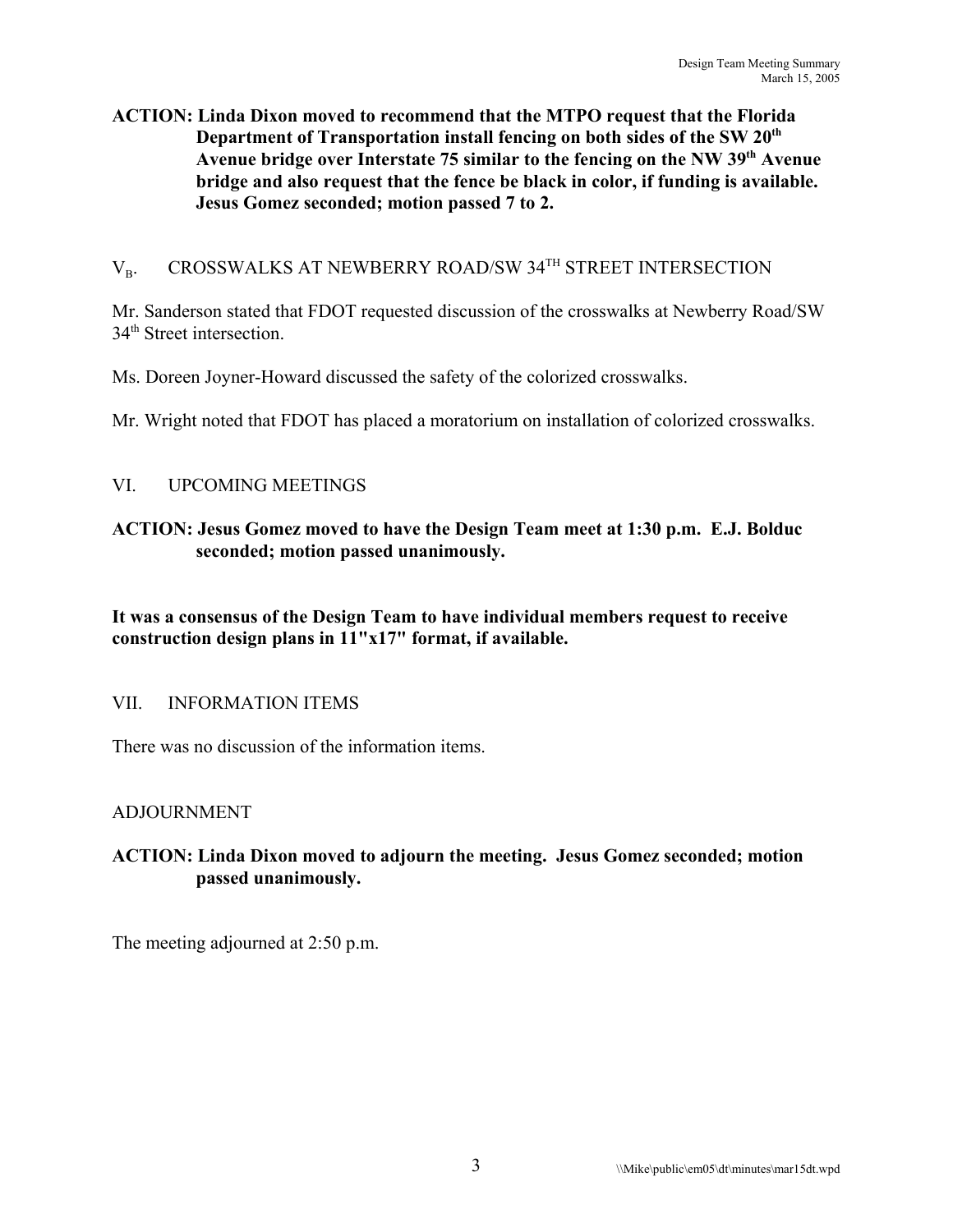**ACTION: Linda Dixon moved to recommend that the MTPO request that the Florida Department of Transportation install fencing on both sides of the SW 20th Avenue bridge over Interstate 75 similar to the fencing on the NW 39th Avenue bridge and also request that the fence be black in color, if funding is available. Jesus Gomez seconded; motion passed 7 to 2.**

## $V_B$. CROSSWALKS AT NEWBERRY ROAD/SW 34TH STREET INTERSECTION

Mr. Sanderson stated that FDOT requested discussion of the crosswalks at Newberry Road/SW 34th Street intersection.

Ms. Doreen Joyner-Howard discussed the safety of the colorized crosswalks.

Mr. Wright noted that FDOT has placed a moratorium on installation of colorized crosswalks.

## VI. UPCOMING MEETINGS

**ACTION: Jesus Gomez moved to have the Design Team meet at 1:30 p.m. E.J. Bolduc seconded; motion passed unanimously.**

**It was a consensus of the Design Team to have individual members request to receive construction design plans in 11"x17" format, if available.**

## VII. INFORMATION ITEMS

There was no discussion of the information items.

## ADJOURNMENT

**ACTION: Linda Dixon moved to adjourn the meeting. Jesus Gomez seconded; motion passed unanimously.**

The meeting adjourned at 2:50 p.m.